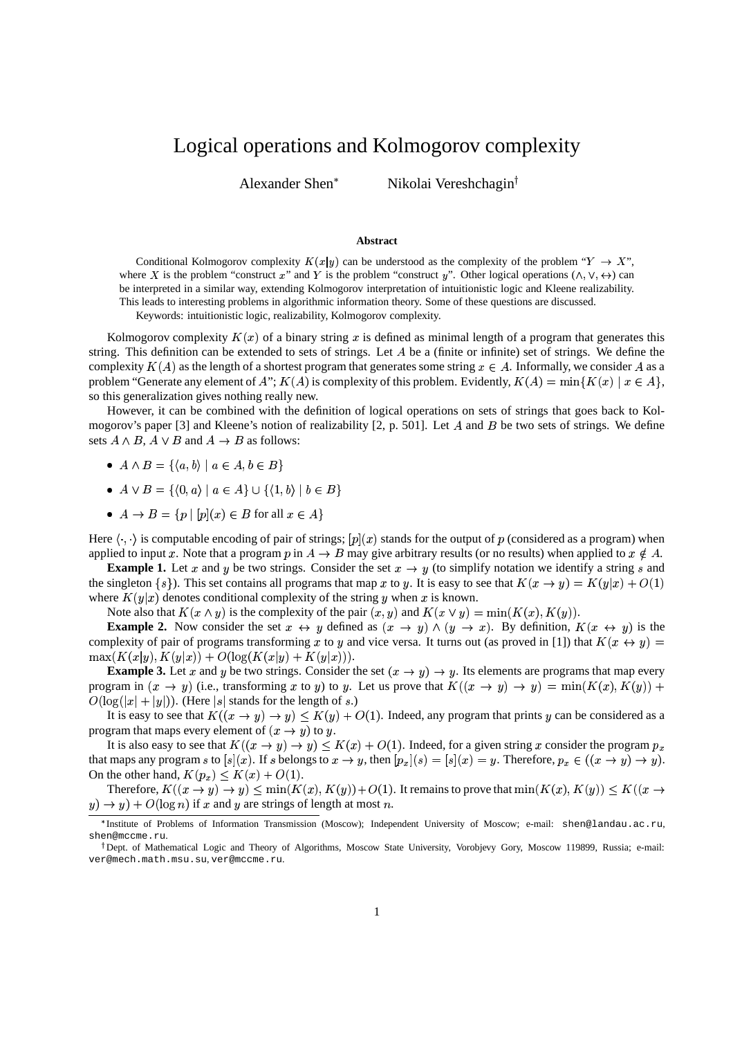# Logical operations and Kolmogorov complexity

Alexander Shen[*] Nikolai Vereshchagin[†]

### Abstract

Conditional Kolmogorov complexity $K(x|y)$ can be understood as the complexity of the problem "$Y \to X$", where $X$ is the problem "construct $x$" and $Y$ is the problem "construct $y$". Other logical operations ($\wedge, \vee, \leftrightarrow$) can be interpreted in a similar way, extending Kolmogorov interpretation of intuitionistic logic and Kleene realizability. This leads to interesting problems in algorithmic information theory. Some of these questions are discussed.

Keywords: intuitionistic logic, realizability, Kolmogorov complexity.

Kolmogorov complexity $K(x)$ of a binary string $x$ is defined as minimal length of a program that generates this string. This definition can be extended to sets of strings. Let $A$ be a (finite or infinite) set of strings. We define the complexity $K(A)$ as the length of a shortest program that generates some string $x \in A$. Informally, we consider $A$ as a problem "Generate any element of $A$"; $K(A)$ is complexity of this problem. Evidently, $K(A) = \min\{K(x) \mid x \in A\}$, so this generalization gives nothing really new.

However, it can be combined with the definition of logical operations on sets of strings that goes back to Kolmogorov's paper [3] and Kleene's notion of realizability [2, p. 501]. Let $A$ and $B$ be two sets of strings. We define sets $A \wedge B$, $A \vee B$ and $A \to B$ as follows:

- $A \wedge B = \{\langle a, b\rangle \mid a \in A, b \in B\}$
- $A \vee B = \{\langle 0, a\rangle \mid a \in A\} \cup \{\langle 1, b\rangle \mid b \in B\}$
- $A \to B = \{p \mid [p](x) \in B \text{ for all } x \in A\}$

Here $\langle\cdot,\cdot\rangle$ is computable encoding of pair of strings; $[p](x)$ stands for the output of $p$ (considered as a program) when applied to input $x$. Note that a program $p$ in $A \to B$ may give arbitrary results (or no results) when applied to $x \notin A$.

**Example 1.** Let $x$ and $y$ be two strings. Consider the set $x \to y$ (to simplify notation we identify a string $s$ and the singleton $\{s\}$). This set contains all programs that map $x$ to $y$. It is easy to see that $K(x \to y) = K(y|x) + O(1)$ where $K(y|x)$ denotes conditional complexity of the string $y$ when $x$ is known.

Note also that $K(x \wedge y)$ is the complexity of the pair $(x, y)$ and $K(x \vee y) = \min(K(x), K(y))$.

**Example 2.** Now consider the set $x \leftrightarrow y$ defined as $(x \to y) \wedge (y \to x)$. By definition, $K(x \leftrightarrow y)$ is the complexity of pair of programs transforming $x$ to $y$ and vice versa. It turns out (as proved in [1]) that $K(x \leftrightarrow y) = \max(K(x|y), K(y|x)) + O(\log(K(x|y) + K(y|x)))$.

**Example 3.** Let $x$ and $y$ be two strings. Consider the set $(x \to y) \to y$. Its elements are programs that map every program in $(x \to y)$ (i.e., transforming $x$ to $y$) to $y$. Let us prove that $K((x \to y) \to y) = \min(K(x), K(y)) + O(\log(|x| + |y|))$. (Here $|s|$ stands for the length of $s$.)

It is easy to see that $K((x \to y) \to y) \le K(y) + O(1)$. Indeed, any program that prints $y$ can be considered as a program that maps every element of $(x \to y)$ to $y$.

It is also easy to see that $K((x \to y) \to y) \le K(x) + O(1)$. Indeed, for a given string $x$ consider the program $p_x$ that maps any program $s$ to $[s](x)$. If $s$ belongs to $x \to y$, then $[p_x](s) = [s](x) = y$. Therefore, $p_x \in ((x \to y) \to y)$. On the other hand, $K(p_x) \le K(x) + O(1)$.

Therefore, $K((x \to y) \to y) \le \min(K(x), K(y)) + O(1)$. It remains to prove that $\min(K(x), K(y)) \le K((x \to y) \to y) + O(\log n)$ if $x$ and $y$ are strings of length at most $n$.

---

[*] Institute of Problems of Information Transmission (Moscow); Independent University of Moscow; e-mail: shen@landau.ac.ru, shen@mccme.ru.

[†] Dept. of Mathematical Logic and Theory of Algorithms, Moscow State University, Vorobjevy Gory, Moscow 119899, Russia; e-mail: ver@mech.math.msu.su, ver@mccme.ru.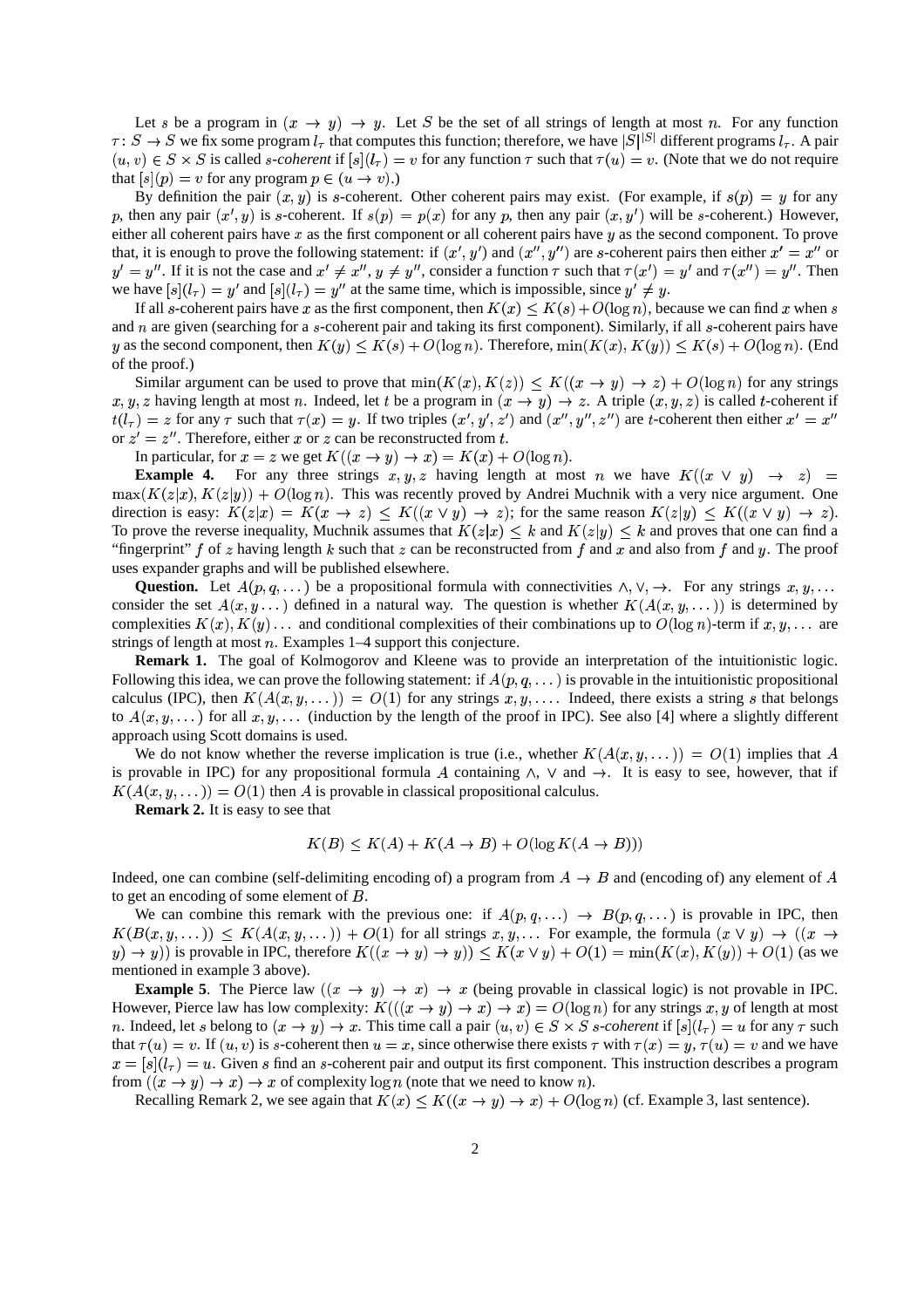Let $s$ be a program in $(x \to y) \to y$. Let $S$ be the set of all strings of length at most $n$. For any function $\tau\colon S \to S$ we fix some program $l_\tau$ that computes this function; therefore, we have $|S|^{|S|}$ different programs $l_\tau$. A pair $(u, v) \in S \times S$ is called *$s$-coherent* if $[s](l_\tau) = v$ for any function $\tau$ such that $\tau(u) = v$. (Note that we do not require that $[s](p) = v$ for any program $p \in (u \to v)$.)

By definition the pair $(x, y)$ is $s$-coherent. Other coherent pairs may exist. (For example, if $s(p) = y$ for any $p$, then any pair $(x', y)$ is $s$-coherent. If $s(p) = p(x)$ for any $p$, then any pair $(x, y')$ will be $s$-coherent.) However, either all coherent pairs have $x$ as the first component or all coherent pairs have $y$ as the second component. To prove that, it is enough to prove the following statement: if $(x', y')$ and $(x'', y'')$ are $s$-coherent pairs then either $x' = x''$ or $y' = y''$. If it is not the case and $x' \neq x''$, $y \neq y''$, consider a function $\tau$ such that $\tau(x') = y'$ and $\tau(x'') = y''$. Then we have $[s](l_\tau) = y'$ and $[s](l_\tau) = y''$ at the same time, which is impossible, since $y' \neq y$.

If all $s$-coherent pairs have $x$ as the first component, then $K(x) \le K(s) + O(\log n)$, because we can find $x$ when $s$ and $n$ are given (searching for a $s$-coherent pair and taking its first component). Similarly, if all $s$-coherent pairs have $y$ as the second component, then $K(y) \le K(s) + O(\log n)$. Therefore, $\min(K(x), K(y)) \le K(s) + O(\log n)$. (End of the proof.)

Similar argument can be used to prove that $\min(K(x), K(z)) \le K((x \to y) \to z) + O(\log n)$ for any strings $x, y, z$ having length at most $n$. Indeed, let $t$ be a program in $(x \to y) \to z$. A triple $(x, y, z)$ is called $t$-coherent if $t(l_\tau) = z$ for any $\tau$ such that $\tau(x) = y$. If two triples $(x', y', z')$ and $(x'', y'', z'')$ are $t$-coherent then either $x' = x''$ or $z' = z''$. Therefore, either $x$ or $z$ can be reconstructed from $t$.

In particular, for $x = z$ we get $K((x \to y) \to x) = K(x) + O(\log n)$.

**Example 4.** For any three strings $x, y, z$ having length at most $n$ we have $K((x \vee y) \to z) = \max(K(z|x), K(z|y)) + O(\log n)$. This was recently proved by Andrei Muchnik with a very nice argument. One direction is easy: $K(z|x) = K(x \to z) \le K((x \vee y) \to z)$; for the same reason $K(z|y) \le K((x \vee y) \to z)$. To prove the reverse inequality, Muchnik assumes that $K(z|x) \le k$ and $K(z|y) \le k$ and proves that one can find a "fingerprint" $f$ of $z$ having length $k$ such that $z$ can be reconstructed from $f$ and $x$ and also from $f$ and $y$. The proof uses expander graphs and will be published elsewhere.

**Question.** Let $A(p, q, \dots)$ be a propositional formula with connectivities $\wedge, \vee, \to$. For any strings $x, y, \dots$ consider the set $A(x, y \dots)$ defined in a natural way. The question is whether $K(A(x, y, \dots))$ is determined by complexities $K(x), K(y) \dots$ and conditional complexities of their combinations up to $O(\log n)$-term if $x, y, \dots$ are strings of length at most $n$. Examples 1–4 support this conjecture.

**Remark 1.** The goal of Kolmogorov and Kleene was to provide an interpretation of the intuitionistic logic. Following this idea, we can prove the following statement: if $A(p, q, \dots)$ is provable in the intuitionistic propositional calculus (IPC), then $K(A(x, y, \dots)) = O(1)$ for any strings $x, y, \dots$. Indeed, there exists a string $s$ that belongs to $A(x, y, \dots)$ for all $x, y, \dots$ (induction by the length of the proof in IPC). See also [4] where a slightly different approach using Scott domains is used.

We do not know whether the reverse implication is true (i.e., whether $K(A(x, y, \dots)) = O(1)$ implies that $A$ is provable in IPC) for any propositional formula $A$ containing $\wedge$, $\vee$ and $\to$. It is easy to see, however, that if $K(A(x, y, \dots)) = O(1)$ then $A$ is provable in classical propositional calculus.

**Remark 2.** It is easy to see that

$$K(B) \le K(A) + K(A \to B) + O(\log K(A \to B)))$$

Indeed, one can combine (self-delimiting encoding of) a program from $A \to B$ and (encoding of) any element of $A$ to get an encoding of some element of $B$.

We can combine this remark with the previous one: if $A(p, q, \dots) \to B(p, q, \dots)$ is provable in IPC, then $K(B(x, y, \dots)) \le K(A(x, y, \dots)) + O(1)$ for all strings $x, y, \dots$ For example, the formula $(x \vee y) \to ((x \to y) \to y))$ is provable in IPC, therefore $K((x \to y) \to y)) \le K(x \vee y) + O(1) = \min(K(x), K(y)) + O(1)$ (as we mentioned in example 3 above).

**Example 5**. The Pierce law $((x \to y) \to x) \to x$ (being provable in classical logic) is not provable in IPC. However, Pierce law has low complexity: $K(((x \to y) \to x) \to x) = O(\log n)$ for any strings $x, y$ of length at most $n$. Indeed, let $s$ belong to $(x \to y) \to x$. This time call a pair $(u, v) \in S \times S$ *$s$-coherent* if $[s](l_\tau) = u$ for any $\tau$ such that $\tau(u) = v$. If $(u, v)$ is $s$-coherent then $u = x$, since otherwise there exists $\tau$ with $\tau(x) = y$, $\tau(u) = v$ and we have $x = [s](l_\tau) = u$. Given $s$ find an $s$-coherent pair and output its first component. This instruction describes a program from $((x \to y) \to x) \to x$ of complexity $\log n$ (note that we need to know $n$).

Recalling Remark 2, we see again that $K(x) \le K((x \to y) \to x) + O(\log n)$ (cf. Example 3, last sentence).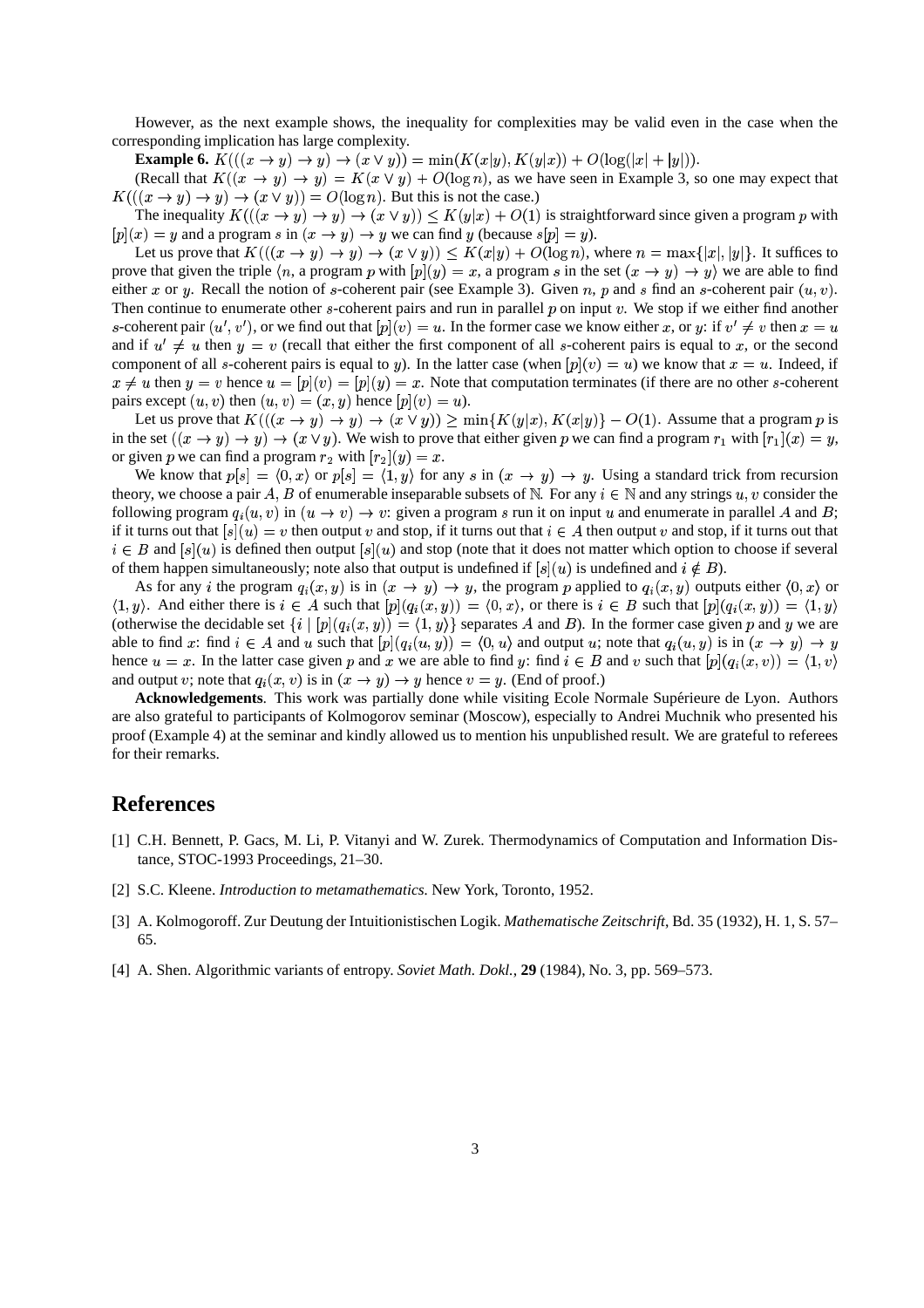However, as the next example shows, the inequality for complexities may be valid even in the case when the corresponding implication has large complexity.

**Example 6.** $K(((x \to y) \to y) \to (x \vee y)) = \min(K(x|y), K(y|x)) + O(\log(|x| + |y|))$.

(Recall that $K((x \to y) \to y) = K(x \vee y) + O(\log n)$, as we have seen in Example 3, so one may expect that $K(((x \to y) \to y) \to (x \vee y)) = O(\log n)$. But this is not the case.)

The inequality $K(((x \to y) \to y) \to (x \vee y)) \le K(y|x) + O(1)$ is straightforward since given a program $p$ with $[p](x) = y$ and a program $s$ in $(x \to y) \to y$ we can find $y$ (because $s[p] = y$).

Let us prove that $K(((x \to y) \to y) \to (x \vee y)) \le K(x|y) + O(\log n)$, where $n = \max\{|x|, |y|\}$. It suffices to prove that given the triple $\langle n$, a program $p$ with $[p](y) = x$, a program $s$ in the set $(x \to y) \to y\rangle$ we are able to find either $x$ or $y$. Recall the notion of $s$-coherent pair (see Example 3). Given $n$, $p$ and $s$ find an $s$-coherent pair $(u, v)$. Then continue to enumerate other $s$-coherent pairs and run in parallel $p$ on input $v$. We stop if we either find another $s$-coherent pair $(u', v')$, or we find out that $[p](v) = u$. In the former case we know either $x$, or $y$: if $v' \ne v$ then $x = u$ and if $u' \ne u$ then $y = v$ (recall that either the first component of all $s$-coherent pairs is equal to $x$, or the second component of all $s$-coherent pairs is equal to $y$). In the latter case (when $[p](v) = u$) we know that $x = u$. Indeed, if $x \ne u$ then $y = v$ hence $u = [p](v) = [p](y) = x$. Note that computation terminates (if there are no other $s$-coherent pairs except $(u, v)$ then $(u, v) = (x, y)$ hence $[p](v) = u$).

Let us prove that $K(((x \to y) \to y) \to (x \vee y)) \ge \min\{K(y|x), K(x|y)\} - O(1)$. Assume that a program $p$ is in the set $((x \to y) \to y) \to (x \vee y)$. We wish to prove that either given $p$ we can find a program $r_1$ with $[r_1](x) = y$, or given $p$ we can find a program $r_2$ with $[r_2](y) = x$.

We know that $p[s] = \langle 0, x\rangle$ or $p[s] = \langle 1, y\rangle$ for any $s$ in $(x \to y) \to y$. Using a standard trick from recursion theory, we choose a pair $A$, $B$ of enumerable inseparable subsets of $\mathbb{N}$. For any $i \in \mathbb{N}$ and any strings $u, v$ consider the following program $q_i(u, v)$ in $(u \to v) \to v$: given a program $s$ run it on input $u$ and enumerate in parallel $A$ and $B$; if it turns out that $[s](u) = v$ then output $v$ and stop, if it turns out that $i \in A$ then output $v$ and stop, if it turns out that $i \in B$ and $[s](u)$ is defined then output $[s](u)$ and stop (note that it does not matter which option to choose if several of them happen simultaneously; note also that output is undefined if $[s](u)$ is undefined and $i \notin B$).

As for any $i$ the program $q_i(x, y)$ is in $(x \to y) \to y$, the program $p$ applied to $q_i(x, y)$ outputs either $\langle 0, x\rangle$ or $\langle 1, y\rangle$. And either there is $i \in A$ such that $[p](q_i(x, y)) = \langle 0, x\rangle$, or there is $i \in B$ such that $[p](q_i(x, y)) = \langle 1, y\rangle$ (otherwise the decidable set $\{i \mid [p](q_i(x, y)) = \langle 1, y\rangle\}$ separates $A$ and $B$). In the former case given $p$ and $y$ we are able to find $x$: find $i \in A$ and $u$ such that $[p](q_i(u, y)) = \langle 0, u\rangle$ and output $u$; note that $q_i(u, y)$ is in $(x \to y) \to y$ hence $u = x$. In the latter case given $p$ and $x$ we are able to find $y$: find $i \in B$ and $v$ such that $[p](q_i(x, v)) = \langle 1, v\rangle$ and output $v$; note that $q_i(x, v)$ is in $(x \to y) \to y$ hence $v = y$. (End of proof.)

**Acknowledgements**. This work was partially done while visiting Ecole Normale Supérieure de Lyon. Authors are also grateful to participants of Kolmogorov seminar (Moscow), especially to Andrei Muchnik who presented his proof (Example 4) at the seminar and kindly allowed us to mention his unpublished result. We are grateful to referees for their remarks.

## References

[1] C.H. Bennett, P. Gacs, M. Li, P. Vitanyi and W. Zurek. Thermodynamics of Computation and Information Distance, STOC-1993 Proceedings, 21–30.

[2] S.C. Kleene. *Introduction to metamathematics.* New York, Toronto, 1952.

[3] A. Kolmogoroff. Zur Deutung der Intuitionistischen Logik. *Mathematische Zeitschrift*, Bd. 35 (1932), H. 1, S. 57–65.

[4] A. Shen. Algorithmic variants of entropy. *Soviet Math. Dokl.*, **29** (1984), No. 3, pp. 569–573.